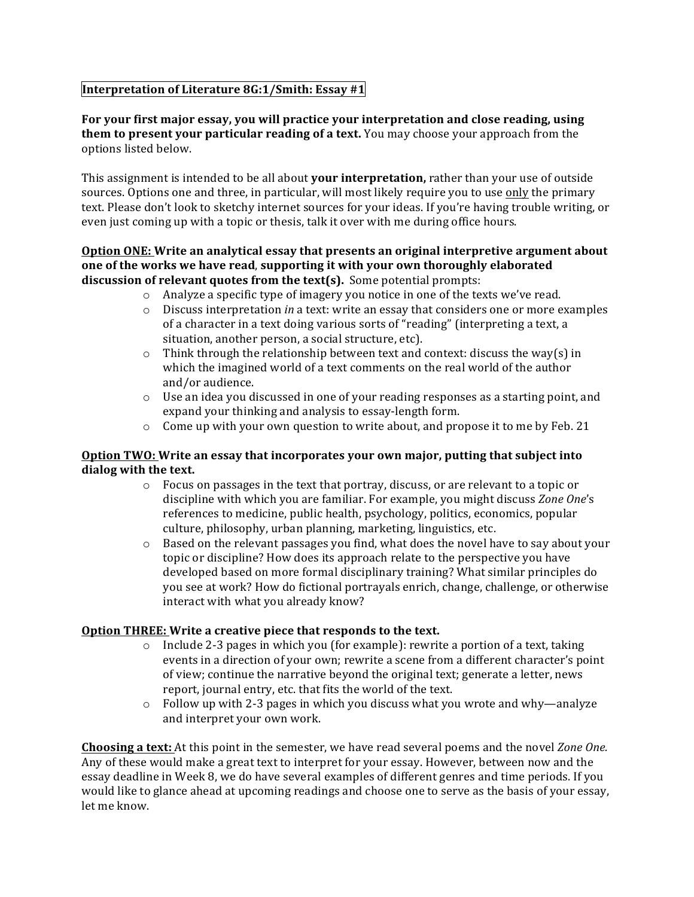**Interpretation of Literature 8G:1/Smith: Essay #1**

**For your first major essay, you will practice your interpretation and close reading, using them to present your particular reading of a text.** You may choose your approach from the options listed below.

This assignment is intended to be all about **your interpretation,** rather than your use of outside sources. Options one and three, in particular, will most likely require you to use only the primary text. Please don't look to sketchy internet sources for your ideas. If you're having trouble writing, or even just coming up with a topic or thesis, talk it over with me during office hours.

**Option ONE: Write an analytical essay that presents an original interpretive argument about one of the works we have read, supporting it with your own thoroughly elaborated discussion of relevant quotes from the text(s).** Some potential prompts:

- Analyze a specific type of imagery you notice in one of the texts we've read.
- Discuss interpretation *in* a text: write an essay that considers one or more examples of a character in a text doing various sorts of "reading" (interpreting a text, a situation, another person, a social structure, etc).
- Think through the relationship between text and context: discuss the way(s) in which the imagined world of a text comments on the real world of the author and/or audience.
- Use an idea you discussed in one of your reading responses as a starting point, and expand your thinking and analysis to essay-length form.
- Come up with your own question to write about, and propose it to me by Feb. 21

**Option TWO: Write an essay that incorporates your own major, putting that subject into dialog with the text.**

- Focus on passages in the text that portray, discuss, or are relevant to a topic or discipline with which you are familiar. For example, you might discuss *Zone One*'s references to medicine, public health, psychology, politics, economics, popular culture, philosophy, urban planning, marketing, linguistics, etc.
- Based on the relevant passages you find, what does the novel have to say about your topic or discipline? How does its approach relate to the perspective you have developed based on more formal disciplinary training? What similar principles do you see at work? How do fictional portrayals enrich, change, challenge, or otherwise interact with what you already know?

**Option THREE: Write a creative piece that responds to the text.**

- Include 2-3 pages in which you (for example): rewrite a portion of a text, taking events in a direction of your own; rewrite a scene from a different character's point of view; continue the narrative beyond the original text; generate a letter, news report, journal entry, etc. that fits the world of the text.
- Follow up with 2-3 pages in which you discuss what you wrote and why—analyze and interpret your own work.

**Choosing a text:** At this point in the semester, we have read several poems and the novel *Zone One*. Any of these would make a great text to interpret for your essay. However, between now and the essay deadline in Week 8, we do have several examples of different genres and time periods. If you would like to glance ahead at upcoming readings and choose one to serve as the basis of your essay, let me know.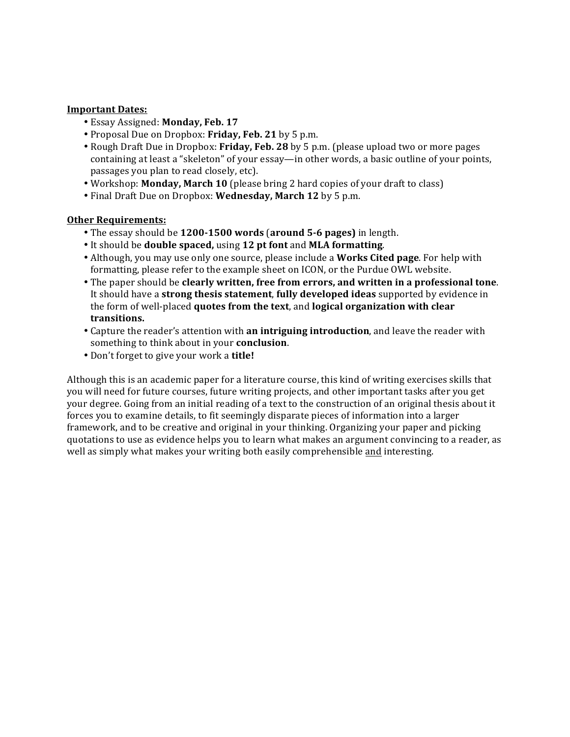**Important Dates:**

- Essay Assigned: **Monday, Feb. 17**
- Proposal Due on Dropbox: **Friday, Feb. 21** by 5 p.m.
- Rough Draft Due in Dropbox: **Friday, Feb. 28** by 5 p.m. (please upload two or more pages containing at least a "skeleton" of your essay—in other words, a basic outline of your points, passages you plan to read closely, etc).
- Workshop: **Monday, March 10** (please bring 2 hard copies of your draft to class)
- Final Draft Due on Dropbox: **Wednesday, March 12** by 5 p.m.

**Other Requirements:**

- The essay should be **1200-1500 words** (**around 5-6 pages)** in length.
- It should be **double spaced,** using **12 pt font** and **MLA formatting**.
- Although, you may use only one source, please include a **Works Cited page**. For help with formatting, please refer to the example sheet on ICON, or the Purdue OWL website.
- The paper should be **clearly written, free from errors, and written in a professional tone**. It should have a **strong thesis statement**, **fully developed ideas** supported by evidence in the form of well-placed **quotes from the text**, and **logical organization with clear transitions.**
- Capture the reader's attention with **an intriguing introduction**, and leave the reader with something to think about in your **conclusion**.
- Don't forget to give your work a **title!**

Although this is an academic paper for a literature course, this kind of writing exercises skills that you will need for future courses, future writing projects, and other important tasks after you get your degree. Going from an initial reading of a text to the construction of an original thesis about it forces you to examine details, to fit seemingly disparate pieces of information into a larger framework, and to be creative and original in your thinking. Organizing your paper and picking quotations to use as evidence helps you to learn what makes an argument convincing to a reader, as well as simply what makes your writing both easily comprehensible and interesting.